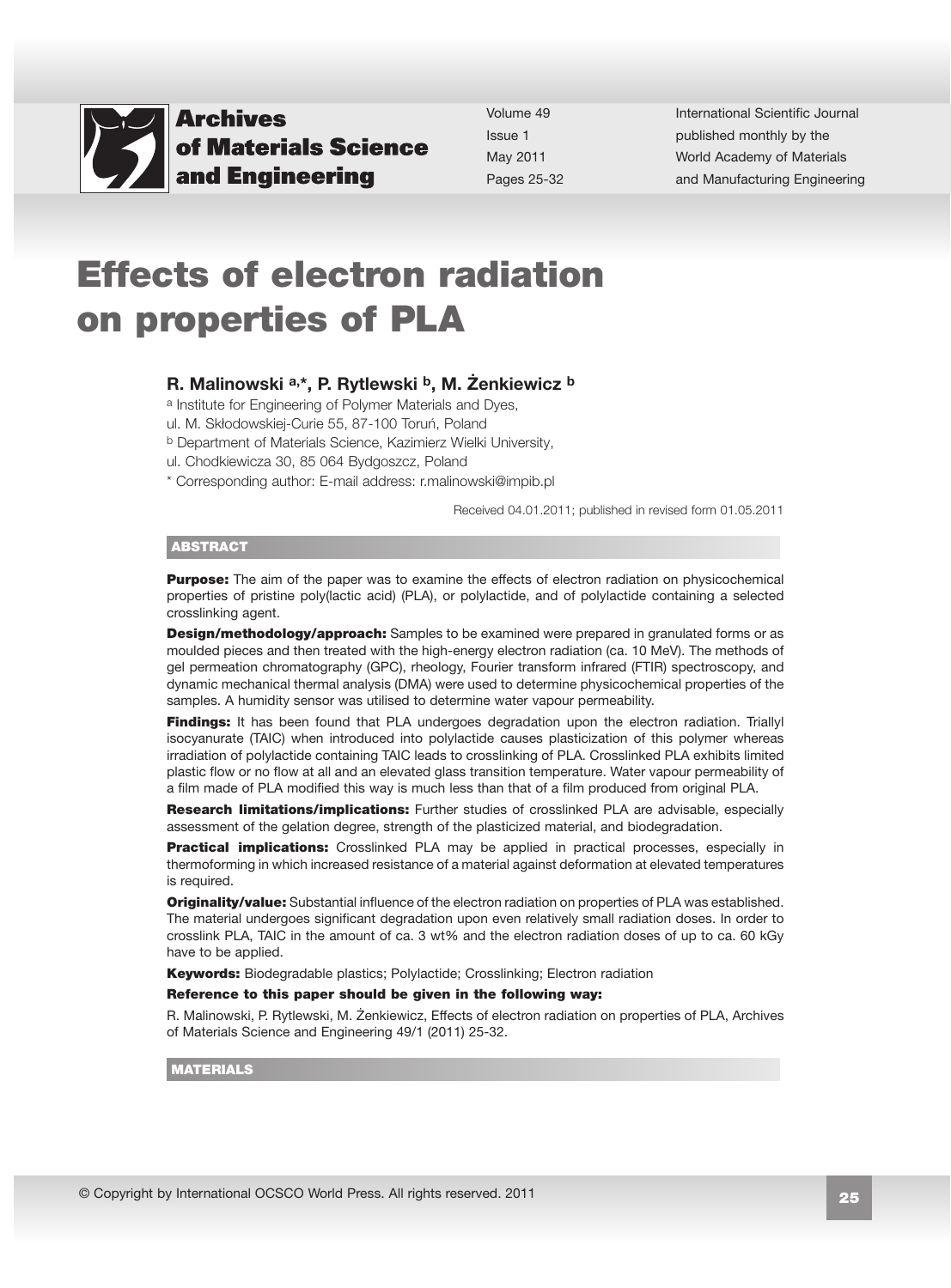# Effects of electron radiation on properties of PLA

**R. Malinowski [a,*], P. Rytlewski [b], M. Żenkiewicz [b]**

[a] Institute for Engineering of Polymer Materials and Dyes,
ul. M. Skłodowskiej-Curie 55, 87-100 Toruń, Poland

[b] Department of Materials Science, Kazimierz Wielki University,
ul. Chodkiewicza 30, 85 064 Bydgoszcz, Poland

* Corresponding author: E-mail address: r.malinowski@impib.pl

Received 04.01.2011; published in revised form 01.05.2011

## ABSTRACT

**Purpose:** The aim of the paper was to examine the effects of electron radiation on physicochemical properties of pristine poly(lactic acid) (PLA), or polylactide, and of polylactide containing a selected crosslinking agent.

**Design/methodology/approach:** Samples to be examined were prepared in granulated forms or as moulded pieces and then treated with the high-energy electron radiation (ca. 10 MeV). The methods of gel permeation chromatography (GPC), rheology, Fourier transform infrared (FTIR) spectroscopy, and dynamic mechanical thermal analysis (DMA) were used to determine physicochemical properties of the samples. A humidity sensor was utilised to determine water vapour permeability.

**Findings:** It has been found that PLA undergoes degradation upon the electron radiation. Triallyl isocyanurate (TAIC) when introduced into polylactide causes plasticization of this polymer whereas irradiation of polylactide containing TAIC leads to crosslinking of PLA. Crosslinked PLA exhibits limited plastic flow or no flow at all and an elevated glass transition temperature. Water vapour permeability of a film made of PLA modified this way is much less than that of a film produced from original PLA.

**Research limitations/implications:** Further studies of crosslinked PLA are advisable, especially assessment of the gelation degree, strength of the plasticized material, and biodegradation.

**Practical implications:** Crosslinked PLA may be applied in practical processes, especially in thermoforming in which increased resistance of a material against deformation at elevated temperatures is required.

**Originality/value:** Substantial influence of the electron radiation on properties of PLA was established. The material undergoes significant degradation upon even relatively small radiation doses. In order to crosslink PLA, TAIC in the amount of ca. 3 wt% and the electron radiation doses of up to ca. 60 kGy have to be applied.

**Keywords:** Biodegradable plastics; Polylactide; Crosslinking; Electron radiation

**Reference to this paper should be given in the following way:**

R. Malinowski, P. Rytlewski, M. Żenkiewicz, Effects of electron radiation on properties of PLA, Archives of Materials Science and Engineering 49/1 (2011) 25-32.

## MATERIALS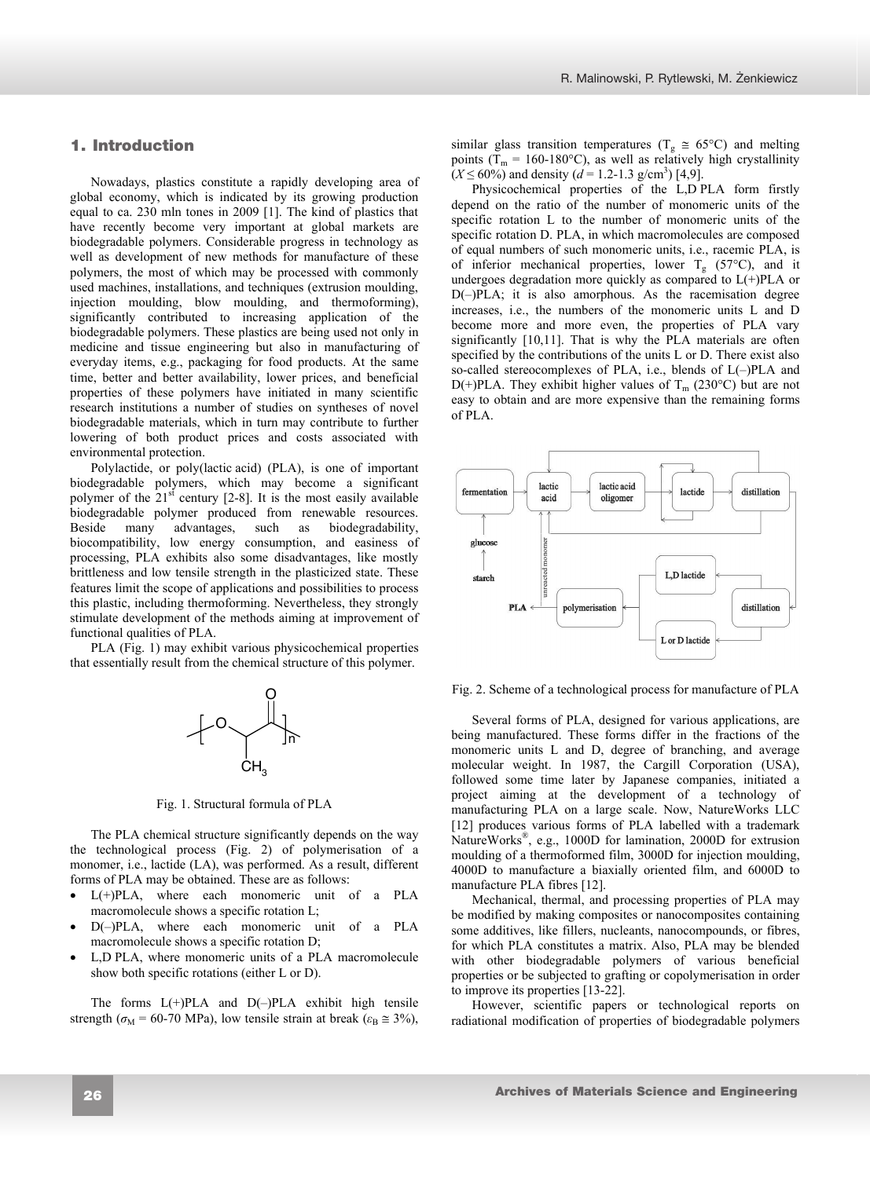## 1. Introduction

Nowadays, plastics constitute a rapidly developing area of global economy, which is indicated by its growing production equal to ca. 230 mln tones in 2009 [1]. The kind of plastics that have recently become very important at global markets are biodegradable polymers. Considerable progress in technology as well as development of new methods for manufacture of these polymers, the most of which may be processed with commonly used machines, installations, and techniques (extrusion moulding, injection moulding, blow moulding, and thermoforming), significantly contributed to increasing application of the biodegradable polymers. These plastics are being used not only in medicine and tissue engineering but also in manufacturing of everyday items, e.g., packaging for food products. At the same time, better and better availability, lower prices, and beneficial properties of these polymers have initiated in many scientific research institutions a number of studies on syntheses of novel biodegradable materials, which in turn may contribute to further lowering of both product prices and costs associated with environmental protection.

Polylactide, or poly(lactic acid) (PLA), is one of important biodegradable polymers, which may become a significant polymer of the 21[st] century [2-8]. It is the most easily available biodegradable polymer produced from renewable resources. Beside many advantages, such as biodegradability, biocompatibility, low energy consumption, and easiness of processing, PLA exhibits also some disadvantages, like mostly brittleness and low tensile strength in the plasticized state. These features limit the scope of applications and possibilities to process this plastic, including thermoforming. Nevertheless, they strongly stimulate development of the methods aiming at improvement of functional qualities of PLA.

PLA (Fig. 1) may exhibit various physicochemical properties that essentially result from the chemical structure of this polymer.

Fig. 1. Structural formula of PLA

The PLA chemical structure significantly depends on the way the technological process (Fig. 2) of polymerisation of a monomer, i.e., lactide (LA), was performed. As a result, different forms of PLA may be obtained. These are as follows:

- L(+)PLA, where each monomeric unit of a PLA macromolecule shows a specific rotation L;
- D(–)PLA, where each monomeric unit of a PLA macromolecule shows a specific rotation D;
- L,D PLA, where monomeric units of a PLA macromolecule show both specific rotations (either L or D).

The forms L(+)PLA and D(–)PLA exhibit high tensile strength ($\sigma_M$ = 60-70 MPa), low tensile strain at break ($\varepsilon_B \cong 3\%$), similar glass transition temperatures ($T_g \cong 65°C$) and melting points ($T_m$ = 160-180°C), as well as relatively high crystallinity ($X \leq 60\%$) and density ($d$ = 1.2-1.3 g/cm$^3$) [4,9].

Physicochemical properties of the L,D PLA form firstly depend on the ratio of the number of monomeric units of the specific rotation L to the number of monomeric units of the specific rotation D. PLA, in which macromolecules are composed of equal numbers of such monomeric units, i.e., racemic PLA, is of inferior mechanical properties, lower $T_g$ (57°C), and it undergoes degradation more quickly as compared to L(+)PLA or D(–)PLA; it is also amorphous. As the racemisation degree increases, i.e., the numbers of the monomeric units L and D become more and more even, the properties of PLA vary significantly [10,11]. That is why the PLA materials are often specified by the contributions of the units L or D. There exist also so-called stereocomplexes of PLA, i.e., blends of L(–)PLA and D(+)PLA. They exhibit higher values of $T_m$ (230°C) but are not easy to obtain and are more expensive than the remaining forms of PLA.

Fig. 2. Scheme of a technological process for manufacture of PLA

Several forms of PLA, designed for various applications, are being manufactured. These forms differ in the fractions of the monomeric units L and D, degree of branching, and average molecular weight. In 1987, the Cargill Corporation (USA), followed some time later by Japanese companies, initiated a project aiming at the development of a technology of manufacturing PLA on a large scale. Now, NatureWorks LLC [12] produces various forms of PLA labelled with a trademark NatureWorks®, e.g., 1000D for lamination, 2000D for extrusion moulding of a thermoformed film, 3000D for injection moulding, 4000D to manufacture a biaxially oriented film, and 6000D to manufacture PLA fibres [12].

Mechanical, thermal, and processing properties of PLA may be modified by making composites or nanocomposites containing some additives, like fillers, nucleants, nanocompounds, or fibres, for which PLA constitutes a matrix. Also, PLA may be blended with other biodegradable polymers of various beneficial properties or be subjected to grafting or copolymerisation in order to improve its properties [13-22].

However, scientific papers or technological reports on radiational modification of properties of biodegradable polymers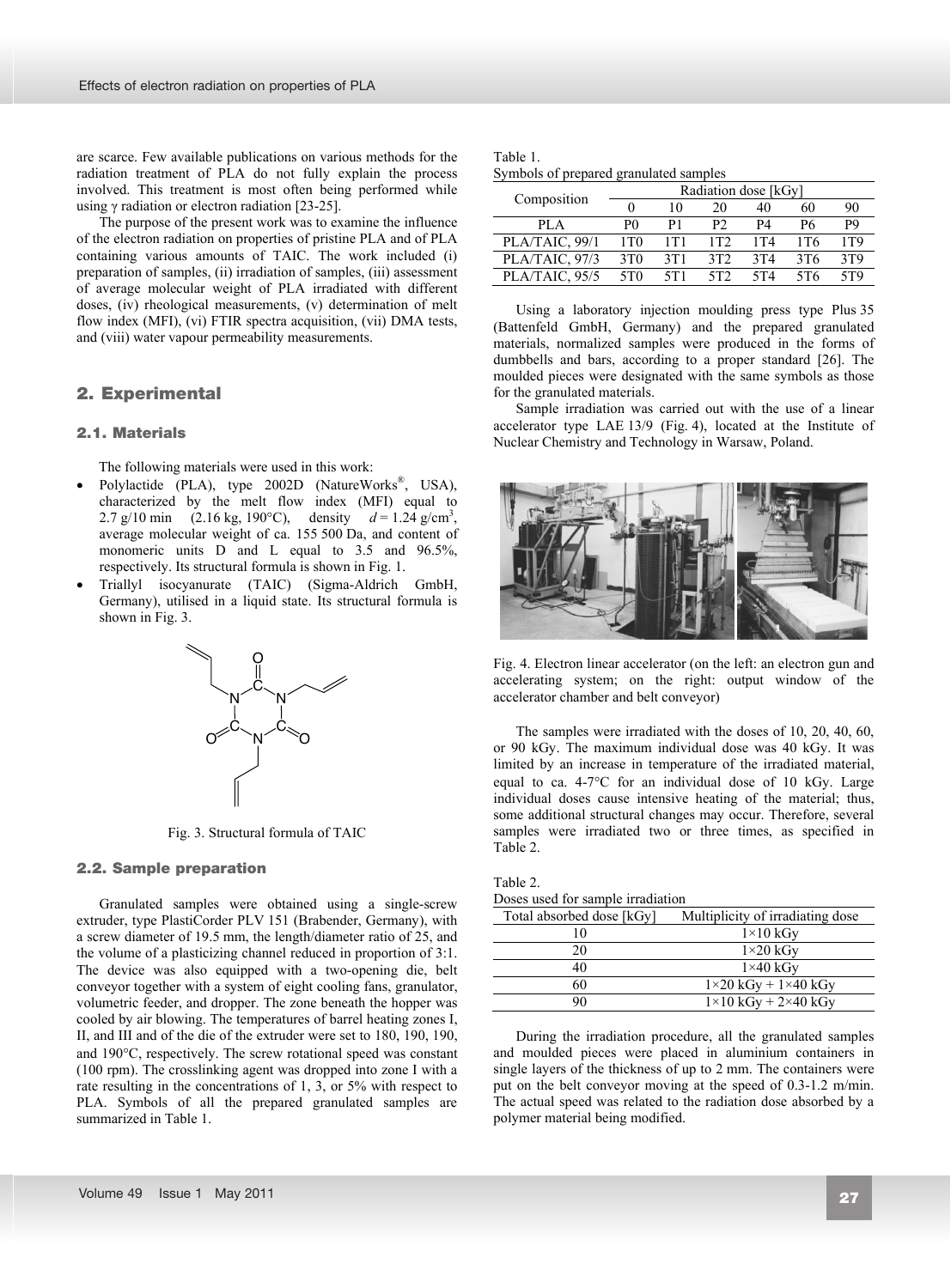are scarce. Few available publications on various methods for the radiation treatment of PLA do not fully explain the process involved. This treatment is most often being performed while using γ radiation or electron radiation [23-25].

The purpose of the present work was to examine the influence of the electron radiation on properties of pristine PLA and of PLA containing various amounts of TAIC. The work included (i) preparation of samples, (ii) irradiation of samples, (iii) assessment of average molecular weight of PLA irradiated with different doses, (iv) rheological measurements, (v) determination of melt flow index (MFI), (vi) FTIR spectra acquisition, (vii) DMA tests, and (viii) water vapour permeability measurements.

## 2. Experimental

### 2.1. Materials

The following materials were used in this work:

- Polylactide (PLA), type 2002D (NatureWorks®, USA), characterized by the melt flow index (MFI) equal to 2.7 g/10 min (2.16 kg, 190°C), density $d = 1.24$ g/cm$^3$, average molecular weight of ca. 155 500 Da, and content of monomeric units D and L equal to 3.5 and 96.5%, respectively. Its structural formula is shown in Fig. 1.
- Triallyl isocyanurate (TAIC) (Sigma-Aldrich GmbH, Germany), utilised in a liquid state. Its structural formula is shown in Fig. 3.

Fig. 3. Structural formula of TAIC

### 2.2. Sample preparation

Granulated samples were obtained using a single-screw extruder, type PlastiCorder PLV 151 (Brabender, Germany), with a screw diameter of 19.5 mm, the length/diameter ratio of 25, and the volume of a plasticizing channel reduced in proportion of 3:1. The device was also equipped with a two-opening die, belt conveyor together with a system of eight cooling fans, granulator, volumetric feeder, and dropper. The zone beneath the hopper was cooled by air blowing. The temperatures of barrel heating zones I, II, and III and of the die of the extruder were set to 180, 190, 190, and 190°C, respectively. The screw rotational speed was constant (100 rpm). The crosslinking agent was dropped into zone I with a rate resulting in the concentrations of 1, 3, or 5% with respect to PLA. Symbols of all the prepared granulated samples are summarized in Table 1.

Table 1.
Symbols of prepared granulated samples

| Composition | Radiation dose [kGy] | | | | | |
|---|---|---|---|---|---|---|
| | 0 | 10 | 20 | 40 | 60 | 90 |
| PLA | P0 | P1 | P2 | P4 | P6 | P9 |
| PLA/TAIC, 99/1 | 1T0 | 1T1 | 1T2 | 1T4 | 1T6 | 1T9 |
| PLA/TAIC, 97/3 | 3T0 | 3T1 | 3T2 | 3T4 | 3T6 | 3T9 |
| PLA/TAIC, 95/5 | 5T0 | 5T1 | 5T2 | 5T4 | 5T6 | 5T9 |

Using a laboratory injection moulding press type Plus 35 (Battenfeld GmbH, Germany) and the prepared granulated materials, normalized samples were produced in the forms of dumbbells and bars, according to a proper standard [26]. The moulded pieces were designated with the same symbols as those for the granulated materials.

Sample irradiation was carried out with the use of a linear accelerator type LAE 13/9 (Fig. 4), located at the Institute of Nuclear Chemistry and Technology in Warsaw, Poland.

Fig. 4. Electron linear accelerator (on the left: an electron gun and accelerating system; on the right: output window of the accelerator chamber and belt conveyor)

The samples were irradiated with the doses of 10, 20, 40, 60, or 90 kGy. The maximum individual dose was 40 kGy. It was limited by an increase in temperature of the irradiated material, equal to ca. 4-7°C for an individual dose of 10 kGy. Large individual doses cause intensive heating of the material; thus, some additional structural changes may occur. Therefore, several samples were irradiated two or three times, as specified in Table 2.

Table 2.
Doses used for sample irradiation

| Total absorbed dose [kGy] | Multiplicity of irradiating dose |
|---|---|
| 10 | 1×10 kGy |
| 20 | 1×20 kGy |
| 40 | 1×40 kGy |
| 60 | 1×20 kGy + 1×40 kGy |
| 90 | 1×10 kGy + 2×40 kGy |

During the irradiation procedure, all the granulated samples and moulded pieces were placed in aluminium containers in single layers of the thickness of up to 2 mm. The containers were put on the belt conveyor moving at the speed of 0.3-1.2 m/min. The actual speed was related to the radiation dose absorbed by a polymer material being modified.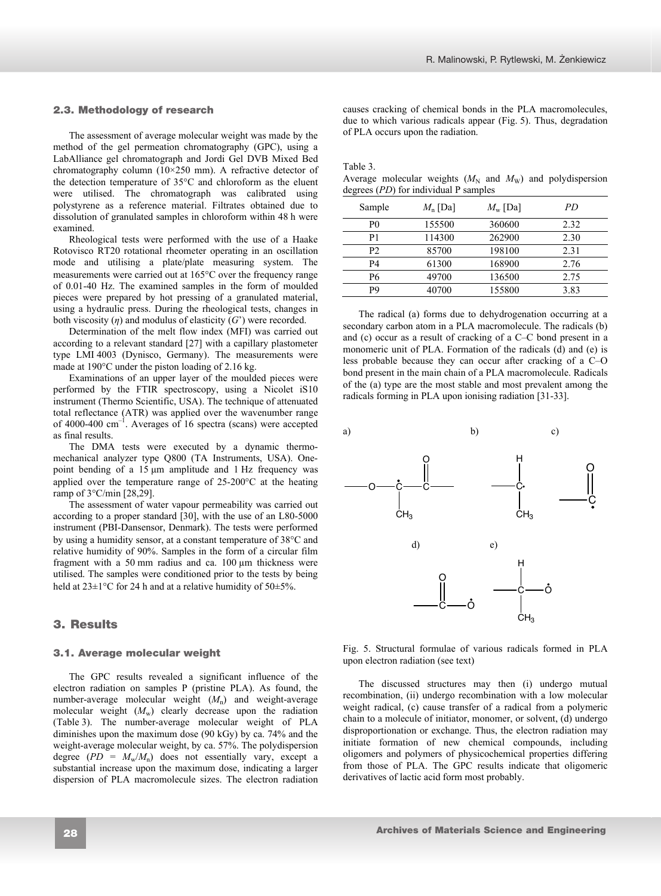### 2.3. Methodology of research

The assessment of average molecular weight was made by the method of the gel permeation chromatography (GPC), using a LabAlliance gel chromatograph and Jordi Gel DVB Mixed Bed chromatography column (10×250 mm). A refractive detector of the detection temperature of 35°C and chloroform as the eluent were utilised. The chromatograph was calibrated using polystyrene as a reference material. Filtrates obtained due to dissolution of granulated samples in chloroform within 48 h were examined.

Rheological tests were performed with the use of a Haake Rotovisco RT20 rotational rheometer operating in an oscillation mode and utilising a plate/plate measuring system. The measurements were carried out at 165°C over the frequency range of 0.01-40 Hz. The examined samples in the form of moulded pieces were prepared by hot pressing of a granulated material, using a hydraulic press. During the rheological tests, changes in both viscosity ($\eta$) and modulus of elasticity ($G'$) were recorded.

Determination of the melt flow index (MFI) was carried out according to a relevant standard [27] with a capillary plastometer type LMI 4003 (Dynisco, Germany). The measurements were made at 190°C under the piston loading of 2.16 kg.

Examinations of an upper layer of the moulded pieces were performed by the FTIR spectroscopy, using a Nicolet iS10 instrument (Thermo Scientific, USA). The technique of attenuated total reflectance (ATR) was applied over the wavenumber range of 4000-400 $cm^{-1}$. Averages of 16 spectra (scans) were accepted as final results.

The DMA tests were executed by a dynamic thermo-mechanical analyzer type Q800 (TA Instruments, USA). One-point bending of a 15 μm amplitude and 1 Hz frequency was applied over the temperature range of 25-200°C at the heating ramp of 3°C/min [28,29].

The assessment of water vapour permeability was carried out according to a proper standard [30], with the use of an L80-5000 instrument (PBI-Dansensor, Denmark). The tests were performed by using a humidity sensor, at a constant temperature of 38°C and relative humidity of 90%. Samples in the form of a circular film fragment with a 50 mm radius and ca. 100 μm thickness were utilised. The samples were conditioned prior to the tests by being held at 23±1°C for 24 h and at a relative humidity of 50±5%.

## 3. Results

### 3.1. Average molecular weight

The GPC results revealed a significant influence of the electron radiation on samples P (pristine PLA). As found, the number-average molecular weight ($M_n$) and weight-average molecular weight ($M_w$) clearly decrease upon the radiation (Table 3). The number-average molecular weight of PLA diminishes upon the maximum dose (90 kGy) by ca. 74% and the weight-average molecular weight, by ca. 57%. The polydispersion degree ($PD = M_w/M_n$) does not essentially vary, except a substantial increase upon the maximum dose, indicating a larger dispersion of PLA macromolecule sizes. The electron radiation causes cracking of chemical bonds in the PLA macromolecules, due to which various radicals appear (Fig. 5). Thus, degradation of PLA occurs upon the radiation.

Table 3.
Average molecular weights ($M_N$ and $M_W$) and polydispersion degrees ($PD$) for individual P samples

| Sample | $M_n$ [Da] | $M_w$ [Da] | $PD$ |
|---|---|---|---|
| P0 | 155500 | 360600 | 2.32 |
| P1 | 114300 | 262900 | 2.30 |
| P2 | 85700 | 198100 | 2.31 |
| P4 | 61300 | 168900 | 2.76 |
| P6 | 49700 | 136500 | 2.75 |
| P9 | 40700 | 155800 | 3.83 |

The radical (a) forms due to dehydrogenation occurring at a secondary carbon atom in a PLA macromolecule. The radicals (b) and (c) occur as a result of cracking of a C–C bond present in a monomeric unit of PLA. Formation of the radicals (d) and (e) is less probable because they can occur after cracking of a C–O bond present in the main chain of a PLA macromolecule. Radicals of the (a) type are the most stable and most prevalent among the radicals forming in PLA upon ionising radiation [31-33].

Fig. 5. Structural formulae of various radicals formed in PLA upon electron radiation (see text)

The discussed structures may then (i) undergo mutual recombination, (ii) undergo recombination with a low molecular weight radical, (c) cause transfer of a radical from a polymeric chain to a molecule of initiator, monomer, or solvent, (d) undergo disproportionation or exchange. Thus, the electron radiation may initiate formation of new chemical compounds, including oligomers and polymers of physicochemical properties differing from those of PLA. The GPC results indicate that oligomeric derivatives of lactic acid form most probably.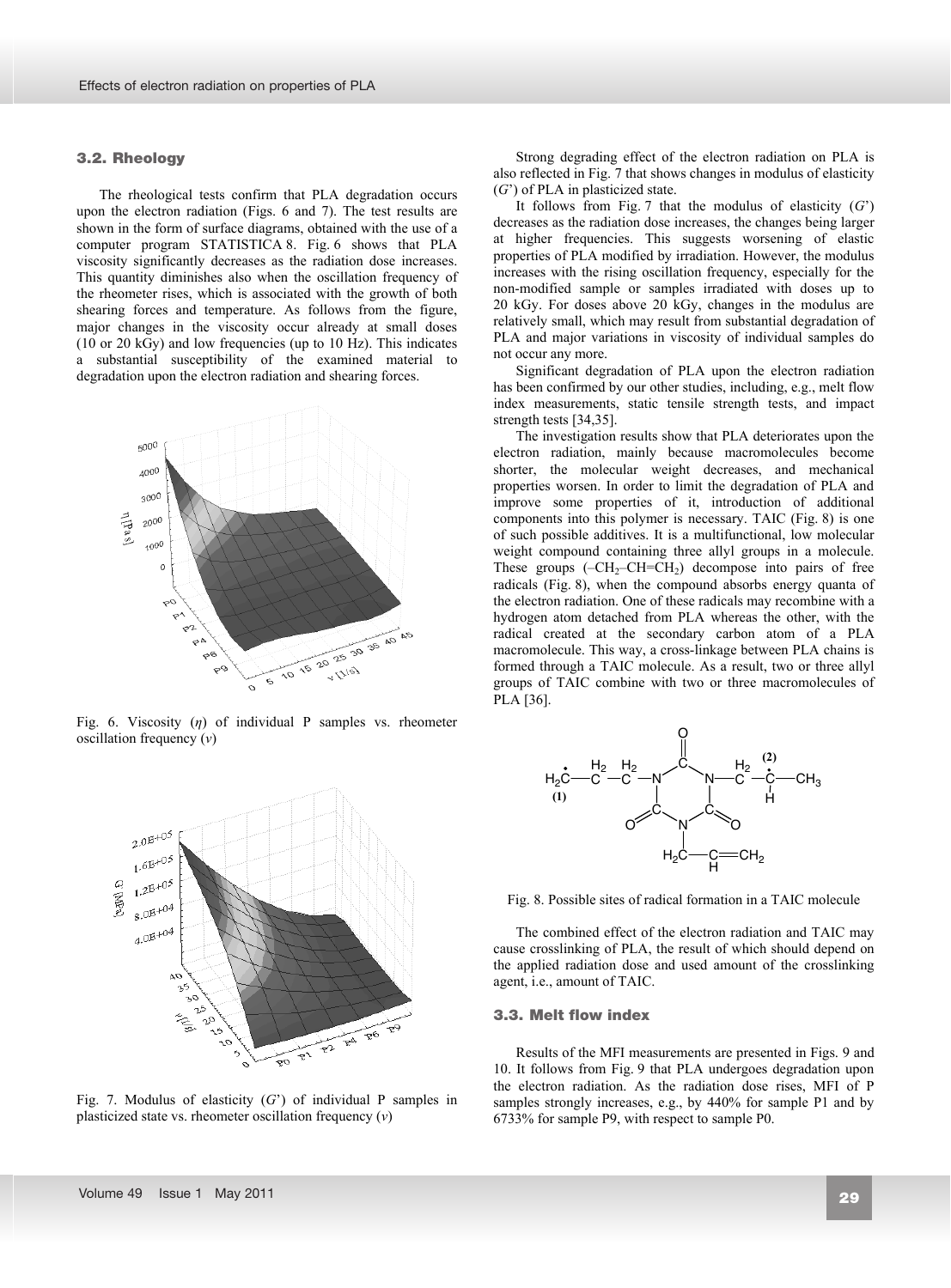### 3.2. Rheology

The rheological tests confirm that PLA degradation occurs upon the electron radiation (Figs. 6 and 7). The test results are shown in the form of surface diagrams, obtained with the use of a computer program STATISTICA 8. Fig. 6 shows that PLA viscosity significantly decreases as the radiation dose increases. This quantity diminishes also when the oscillation frequency of the rheometer rises, which is associated with the growth of both shearing forces and temperature. As follows from the figure, major changes in the viscosity occur already at small doses (10 or 20 kGy) and low frequencies (up to 10 Hz). This indicates a substantial susceptibility of the examined material to degradation upon the electron radiation and shearing forces.

Fig. 6. Viscosity ($\eta$) of individual P samples vs. rheometer oscillation frequency ($v$)

Fig. 7. Modulus of elasticity ($G$') of individual P samples in plasticized state vs. rheometer oscillation frequency ($v$)

Strong degrading effect of the electron radiation on PLA is also reflected in Fig. 7 that shows changes in modulus of elasticity ($G$') of PLA in plasticized state.

It follows from Fig. 7 that the modulus of elasticity ($G$') decreases as the radiation dose increases, the changes being larger at higher frequencies. This suggests worsening of elastic properties of PLA modified by irradiation. However, the modulus increases with the rising oscillation frequency, especially for the non-modified sample or samples irradiated with doses up to 20 kGy. For doses above 20 kGy, changes in the modulus are relatively small, which may result from substantial degradation of PLA and major variations in viscosity of individual samples do not occur any more.

Significant degradation of PLA upon the electron radiation has been confirmed by our other studies, including, e.g., melt flow index measurements, static tensile strength tests, and impact strength tests [34,35].

The investigation results show that PLA deteriorates upon the electron radiation, mainly because macromolecules become shorter, the molecular weight decreases, and mechanical properties worsen. In order to limit the degradation of PLA and improve some properties of it, introduction of additional components into this polymer is necessary. TAIC (Fig. 8) is one of such possible additives. It is a multifunctional, low molecular weight compound containing three allyl groups in a molecule. These groups ($–CH_2–CH=CH_2$) decompose into pairs of free radicals (Fig. 8), when the compound absorbs energy quanta of the electron radiation. One of these radicals may recombine with a hydrogen atom detached from PLA whereas the other, with the radical created at the secondary carbon atom of a PLA macromolecule. This way, a cross-linkage between PLA chains is formed through a TAIC molecule. As a result, two or three allyl groups of TAIC combine with two or three macromolecules of PLA [36].

Fig. 8. Possible sites of radical formation in a TAIC molecule

The combined effect of the electron radiation and TAIC may cause crosslinking of PLA, the result of which should depend on the applied radiation dose and used amount of the crosslinking agent, i.e., amount of TAIC.

### 3.3. Melt flow index

Results of the MFI measurements are presented in Figs. 9 and 10. It follows from Fig. 9 that PLA undergoes degradation upon the electron radiation. As the radiation dose rises, MFI of P samples strongly increases, e.g., by 440% for sample P1 and by 6733% for sample P9, with respect to sample P0.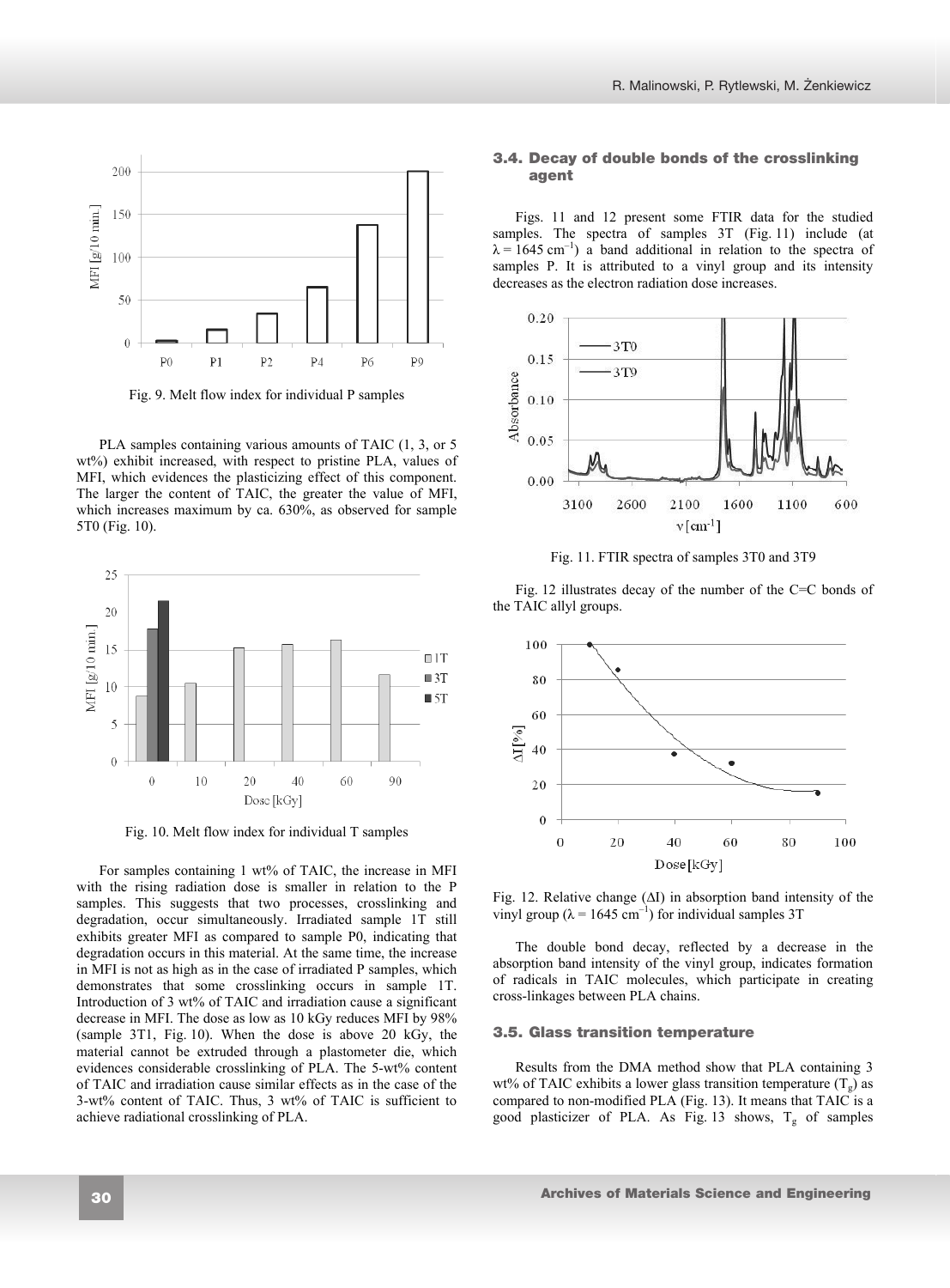Fig. 9. Melt flow index for individual P samples

PLA samples containing various amounts of TAIC (1, 3, or 5 wt%) exhibit increased, with respect to pristine PLA, values of MFI, which evidences the plasticizing effect of this component. The larger the content of TAIC, the greater the value of MFI, which increases maximum by ca. 630%, as observed for sample 5T0 (Fig. 10).

Fig. 10. Melt flow index for individual T samples

For samples containing 1 wt% of TAIC, the increase in MFI with the rising radiation dose is smaller in relation to the P samples. This suggests that two processes, crosslinking and degradation, occur simultaneously. Irradiated sample 1T still exhibits greater MFI as compared to sample P0, indicating that degradation occurs in this material. At the same time, the increase in MFI is not as high as in the case of irradiated P samples, which demonstrates that some crosslinking occurs in sample 1T. Introduction of 3 wt% of TAIC and irradiation cause a significant decrease in MFI. The dose as low as 10 kGy reduces MFI by 98% (sample 3T1, Fig. 10). When the dose is above 20 kGy, the material cannot be extruded through a plastometer die, which evidences considerable crosslinking of PLA. The 5-wt% content of TAIC and irradiation cause similar effects as in the case of the 3-wt% content of TAIC. Thus, 3 wt% of TAIC is sufficient to achieve radiational crosslinking of PLA.

### 3.4. Decay of double bonds of the crosslinking agent

Figs. 11 and 12 present some FTIR data for the studied samples. The spectra of samples 3T (Fig. 11) include (at $\lambda = 1645\ cm^{-1}$) a band additional in relation to the spectra of samples P. It is attributed to a vinyl group and its intensity decreases as the electron radiation dose increases.

Fig. 11. FTIR spectra of samples 3T0 and 3T9

Fig. 12 illustrates decay of the number of the C=C bonds of the TAIC allyl groups.

Fig. 12. Relative change ($\Delta I$) in absorption band intensity of the vinyl group ($\lambda = 1645\ cm^{-1}$) for individual samples 3T

The double bond decay, reflected by a decrease in the absorption band intensity of the vinyl group, indicates formation of radicals in TAIC molecules, which participate in creating cross-linkages between PLA chains.

### 3.5. Glass transition temperature

Results from the DMA method show that PLA containing 3 wt% of TAIC exhibits a lower glass transition temperature ($T_g$) as compared to non-modified PLA (Fig. 13). It means that TAIC is a good plasticizer of PLA. As Fig. 13 shows, $T_g$ of samples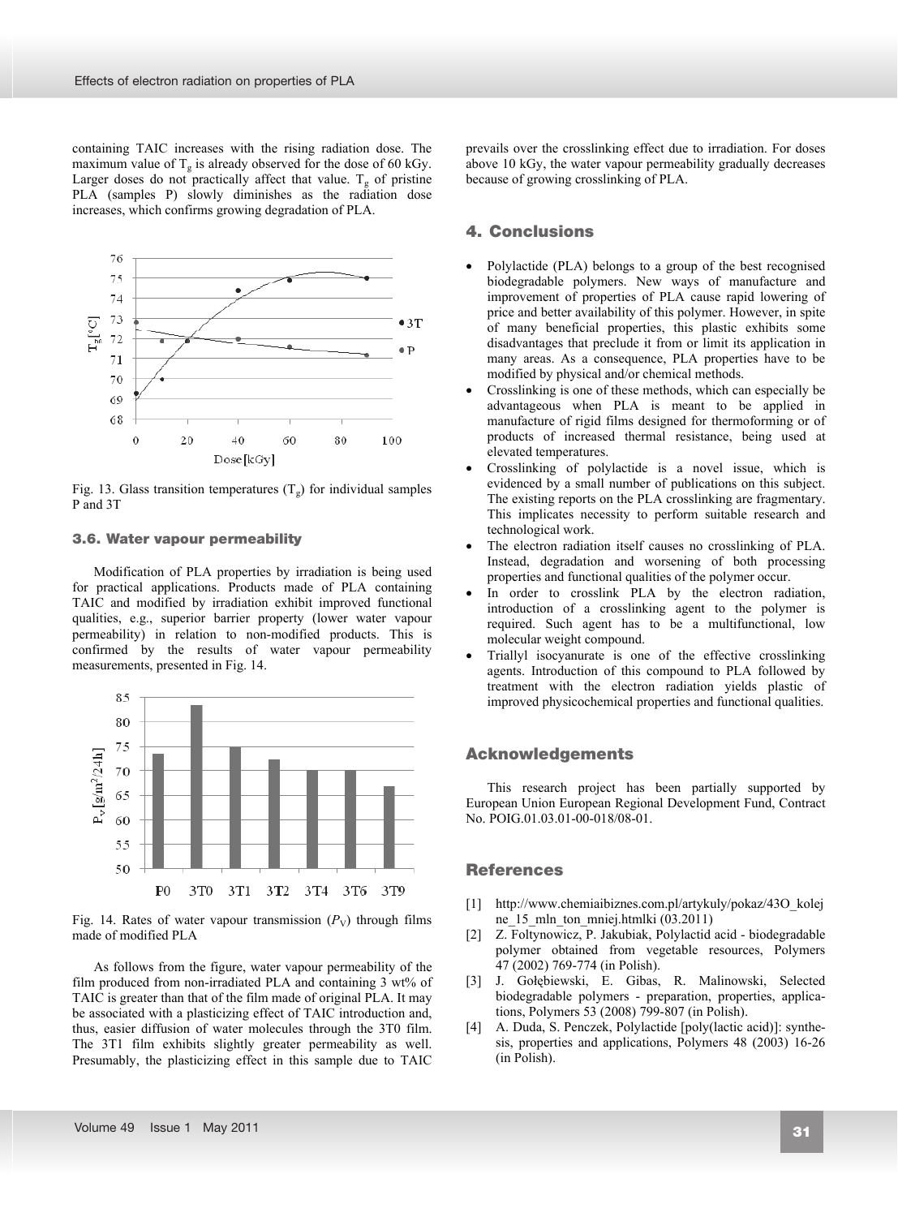containing TAIC increases with the rising radiation dose. The maximum value of $T_g$ is already observed for the dose of 60 kGy. Larger doses do not practically affect that value. $T_g$ of pristine PLA (samples P) slowly diminishes as the radiation dose increases, which confirms growing degradation of PLA.

Fig. 13. Glass transition temperatures ($T_g$) for individual samples P and 3T

### 3.6. Water vapour permeability

Modification of PLA properties by irradiation is being used for practical applications. Products made of PLA containing TAIC and modified by irradiation exhibit improved functional qualities, e.g., superior barrier property (lower water vapour permeability) in relation to non-modified products. This is confirmed by the results of water vapour permeability measurements, presented in Fig. 14.

Fig. 14. Rates of water vapour transmission ($P_V$) through films made of modified PLA

As follows from the figure, water vapour permeability of the film produced from non-irradiated PLA and containing 3 wt% of TAIC is greater than that of the film made of original PLA. It may be associated with a plasticizing effect of TAIC introduction and, thus, easier diffusion of water molecules through the 3T0 film. The 3T1 film exhibits slightly greater permeability as well. Presumably, the plasticizing effect in this sample due to TAIC prevails over the crosslinking effect due to irradiation. For doses above 10 kGy, the water vapour permeability gradually decreases because of growing crosslinking of PLA.

## 4. Conclusions

- Polylactide (PLA) belongs to a group of the best recognised biodegradable polymers. New ways of manufacture and improvement of properties of PLA cause rapid lowering of price and better availability of this polymer. However, in spite of many beneficial properties, this plastic exhibits some disadvantages that preclude it from or limit its application in many areas. As a consequence, PLA properties have to be modified by physical and/or chemical methods.
- Crosslinking is one of these methods, which can especially be advantageous when PLA is meant to be applied in manufacture of rigid films designed for thermoforming or of products of increased thermal resistance, being used at elevated temperatures.
- Crosslinking of polylactide is a novel issue, which is evidenced by a small number of publications on this subject. The existing reports on the PLA crosslinking are fragmentary. This implicates necessity to perform suitable research and technological work.
- The electron radiation itself causes no crosslinking of PLA. Instead, degradation and worsening of both processing properties and functional qualities of the polymer occur.
- In order to crosslink PLA by the electron radiation, introduction of a crosslinking agent to the polymer is required. Such agent has to be a multifunctional, low molecular weight compound.
- Triallyl isocyanurate is one of the effective crosslinking agents. Introduction of this compound to PLA followed by treatment with the electron radiation yields plastic of improved physicochemical properties and functional qualities.

## Acknowledgements

This research project has been partially supported by European Union European Regional Development Fund, Contract No. POIG.01.03.01-00-018/08-01.

## References

[1] http://www.chemiaibiznes.com.pl/artykuly/pokaz/43O_kolejne_15_mln_ton_mniej.htmlki (03.2011)

[2] Z. Foltynowicz, P. Jakubiak, Polylactid acid - biodegradable polymer obtained from vegetable resources, Polymers 47 (2002) 769-774 (in Polish).

[3] J. Gołębiewski, E. Gibas, R. Malinowski, Selected biodegradable polymers - preparation, properties, applications, Polymers 53 (2008) 799-807 (in Polish).

[4] A. Duda, S. Penczek, Polylactide [poly(lactic acid)]: synthesis, properties and applications, Polymers 48 (2003) 16-26 (in Polish).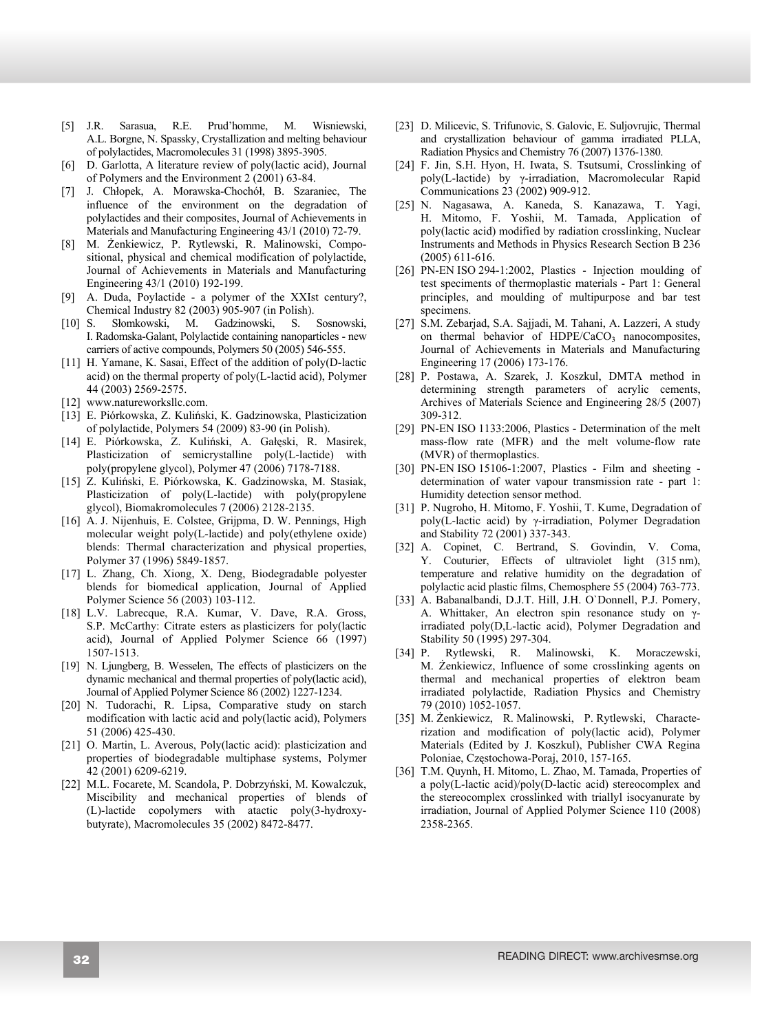[5] J.R. Sarasua, R.E. Prud'homme, M. Wisniewski, A.L. Borgne, N. Spassky, Crystallization and melting behaviour of polylactides, Macromolecules 31 (1998) 3895-3905.

[6] D. Garlotta, A literature review of poly(lactic acid), Journal of Polymers and the Environment 2 (2001) 63-84.

[7] J. Chłopek, A. Morawska-Chochół, B. Szaraniec, The influence of the environment on the degradation of polylactides and their composites, Journal of Achievements in Materials and Manufacturing Engineering 43/1 (2010) 72-79.

[8] M. Żenkiewicz, P. Rytlewski, R. Malinowski, Compositional, physical and chemical modification of polylactide, Journal of Achievements in Materials and Manufacturing Engineering 43/1 (2010) 192-199.

[9] A. Duda, Poylactide - a polymer of the XXIst century?, Chemical Industry 82 (2003) 905-907 (in Polish).

[10] S. Słomkowski, M. Gadzinowski, S. Sosnowski, I. Radomska-Galant, Polylactide containing nanoparticles - new carriers of active compounds, Polymers 50 (2005) 546-555.

[11] H. Yamane, K. Sasai, Effect of the addition of poly(D-lactic acid) on the thermal property of poly(L-lactid acid), Polymer 44 (2003) 2569-2575.

[12] www.natureworksllc.com.

[13] E. Piórkowska, Z. Kuliński, K. Gadzinowska, Plasticization of polylactide, Polymers 54 (2009) 83-90 (in Polish).

[14] E. Piórkowska, Z. Kuliński, A. Gałęski, R. Masirek, Plasticization of semicrystalline poly(L-lactide) with poly(propylene glycol), Polymer 47 (2006) 7178-7188.

[15] Z. Kuliński, E. Piórkowska, K. Gadzinowska, M. Stasiak, Plasticization of poly(L-lactide) with poly(propylene glycol), Biomakromolecules 7 (2006) 2128-2135.

[16] A. J. Nijenhuis, E. Colstee, Grijpma, D. W. Pennings, High molecular weight poly(L-lactide) and poly(ethylene oxide) blends: Thermal characterization and physical properties, Polymer 37 (1996) 5849-1857.

[17] L. Zhang, Ch. Xiong, X. Deng, Biodegradable polyester blends for biomedical application, Journal of Applied Polymer Science 56 (2003) 103-112.

[18] L.V. Labrecque, R.A. Kumar, V. Dave, R.A. Gross, S.P. McCarthy: Citrate esters as plasticizers for poly(lactic acid), Journal of Applied Polymer Science 66 (1997) 1507-1513.

[19] N. Ljungberg, B. Wesselen, The effects of plasticizers on the dynamic mechanical and thermal properties of poly(lactic acid), Journal of Applied Polymer Science 86 (2002) 1227-1234.

[20] N. Tudorachi, R. Lipsa, Comparative study on starch modification with lactic acid and poly(lactic acid), Polymers 51 (2006) 425-430.

[21] O. Martin, L. Averous, Poly(lactic acid): plasticization and properties of biodegradable multiphase systems, Polymer 42 (2001) 6209-6219.

[22] M.L. Focarete, M. Scandola, P. Dobrzyński, M. Kowalczuk, Miscibility and mechanical properties of blends of (L)-lactide copolymers with atactic poly(3-hydroxy-butyrate), Macromolecules 35 (2002) 8472-8477.

[23] D. Milicevic, S. Trifunovic, S. Galovic, E. Suljovrujic, Thermal and crystallization behaviour of gamma irradiated PLLA, Radiation Physics and Chemistry 76 (2007) 1376-1380.

[24] F. Jin, S.H. Hyon, H. Iwata, S. Tsutsumi, Crosslinking of poly(L-lactide) by γ-irradiation, Macromolecular Rapid Communications 23 (2002) 909-912.

[25] N. Nagasawa, A. Kaneda, S. Kanazawa, T. Yagi, H. Mitomo, F. Yoshii, M. Tamada, Application of poly(lactic acid) modified by radiation crosslinking, Nuclear Instruments and Methods in Physics Research Section B 236 (2005) 611-616.

[26] PN-EN ISO 294-1:2002, Plastics - Injection moulding of test speciments of thermoplastic materials - Part 1: General principles, and moulding of multipurpose and bar test specimens.

[27] S.M. Zebarjad, S.A. Sajjadi, M. Tahani, A. Lazzeri, A study on thermal behavior of HDPE/$CaCO_3$ nanocomposites, Journal of Achievements in Materials and Manufacturing Engineering 17 (2006) 173-176.

[28] P. Postawa, A. Szarek, J. Koszkul, DMTA method in determining strength parameters of acrylic cements, Archives of Materials Science and Engineering 28/5 (2007) 309-312.

[29] PN-EN ISO 1133:2006, Plastics - Determination of the melt mass-flow rate (MFR) and the melt volume-flow rate (MVR) of thermoplastics.

[30] PN-EN ISO 15106-1:2007, Plastics - Film and sheeting - determination of water vapour transmission rate - part 1: Humidity detection sensor method.

[31] P. Nugroho, H. Mitomo, F. Yoshii, T. Kume, Degradation of poly(L-lactic acid) by γ-irradiation, Polymer Degradation and Stability 72 (2001) 337-343.

[32] A. Copinet, C. Bertrand, S. Govindin, V. Coma, Y. Couturier, Effects of ultraviolet light (315 nm), temperature and relative humidity on the degradation of polylactic acid plastic films, Chemosphere 55 (2004) 763-773.

[33] A. Babanalbandi, D.J.T. Hill, J.H. O`Donnell, P.J. Pomery, A. Whittaker, An electron spin resonance study on γ-irradiated poly(D,L-lactic acid), Polymer Degradation and Stability 50 (1995) 297-304.

[34] P. Rytlewski, R. Malinowski, K. Moraczewski, M. Żenkiewicz, Influence of some crosslinking agents on thermal and mechanical properties of elektron beam irradiated polylactide, Radiation Physics and Chemistry 79 (2010) 1052-1057.

[35] M. Żenkiewicz, R. Malinowski, P. Rytlewski, Characterization and modification of poly(lactic acid), Polymer Materials (Edited by J. Koszkul), Publisher CWA Regina Poloniae, Częstochowa-Poraj, 2010, 157-165.

[36] T.M. Quynh, H. Mitomo, L. Zhao, M. Tamada, Properties of a poly(L-lactic acid)/poly(D-lactic acid) stereocomplex and the stereocomplex crosslinked with triallyl isocyanurate by irradiation, Journal of Applied Polymer Science 110 (2008) 2358-2365.